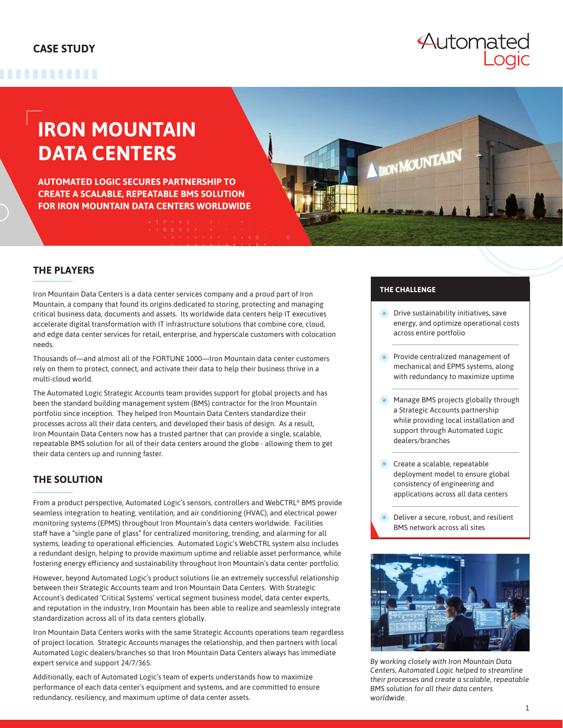CASE STUDY

# IRON MOUNTAIN DATA CENTERS

**AUTOMATED LOGIC SECURES PARTNERSHIP TO CREATE A SCALABLE, REPEATABLE BMS SOLUTION FOR IRON MOUNTAIN DATA CENTERS WORLDWIDE**

## THE PLAYERS

Iron Mountain Data Centers is a data center services company and a proud part of Iron Mountain, a company that found its origins dedicated to storing, protecting and managing critical business data, documents and assets. Its worldwide data centers help IT executives accelerate digital transformation with IT infrastructure solutions that combine core, cloud, and edge data center services for retail, enterprise, and hyperscale customers with colocation needs.

Thousands of—and almost all of the FORTUNE 1000—Iron Mountain data center customers rely on them to protect, connect, and activate their data to help their business thrive in a multi-cloud world.

The Automated Logic Strategic Accounts team provides support for global projects and has been the standard building management system (BMS) contractor for the Iron Mountain portfolio since inception. They helped Iron Mountain Data Centers standardize their processes across all their data centers, and developed their basis of design. As a result, Iron Mountain Data Centers now has a trusted partner that can provide a single, scalable, repeatable BMS solution for all of their data centers around the globe - allowing them to get their data centers up and running faster.

## THE SOLUTION

From a product perspective, Automated Logic's sensors, controllers and WebCTRL® BMS provide seamless integration to heating, ventilation, and air conditioning (HVAC), and electrical power monitoring systems (EPMS) throughout Iron Mountain's data centers worldwide. Facilities staff have a "single pane of glass" for centralized monitoring, trending, and alarming for all systems, leading to operational efficiencies. Automated Logic's WebCTRL system also includes a redundant design, helping to provide maximum uptime and reliable asset performance, while fostering energy efficiency and sustainability throughout Iron Mountain's data center portfolio.

However, beyond Automated Logic's product solutions lie an extremely successful relationship between their Strategic Accounts team and Iron Mountain Data Centers. With Strategic Account's dedicated 'Critical Systems' vertical segment business model, data center experts, and reputation in the industry, Iron Mountain has been able to realize and seamlessly integrate standardization across all of its data centers globally.

Iron Mountain Data Centers works with the same Strategic Accounts operations team regardless of project location. Strategic Accounts manages the relationship, and then partners with local Automated Logic dealers/branches so that Iron Mountain Data Centers always has immediate expert service and support 24/7/365.

Additionally, each of Automated Logic's team of experts understands how to maximize performance of each data center's equipment and systems, and are committed to ensure redundancy, resiliency, and maximum uptime of data center assets.

## THE CHALLENGE

- Drive sustainability initiatives, save energy, and optimize operational costs across entire portfolio
- Provide centralized management of mechanical and EPMS systems, along with redundancy to maximize uptime
- Manage BMS projects globally through a Strategic Accounts partnership while providing local installation and support through Automated Logic dealers/branches
- Create a scalable, repeatable deployment model to ensure global consistency of engineering and applications across all data centers
- Deliver a secure, robust, and resilient BMS network across all sites

*By working closely with Iron Mountain Data Centers, Automated Logic helped to streamline their processes and create a scalable, repeatable BMS solution for all their data centers worldwide.*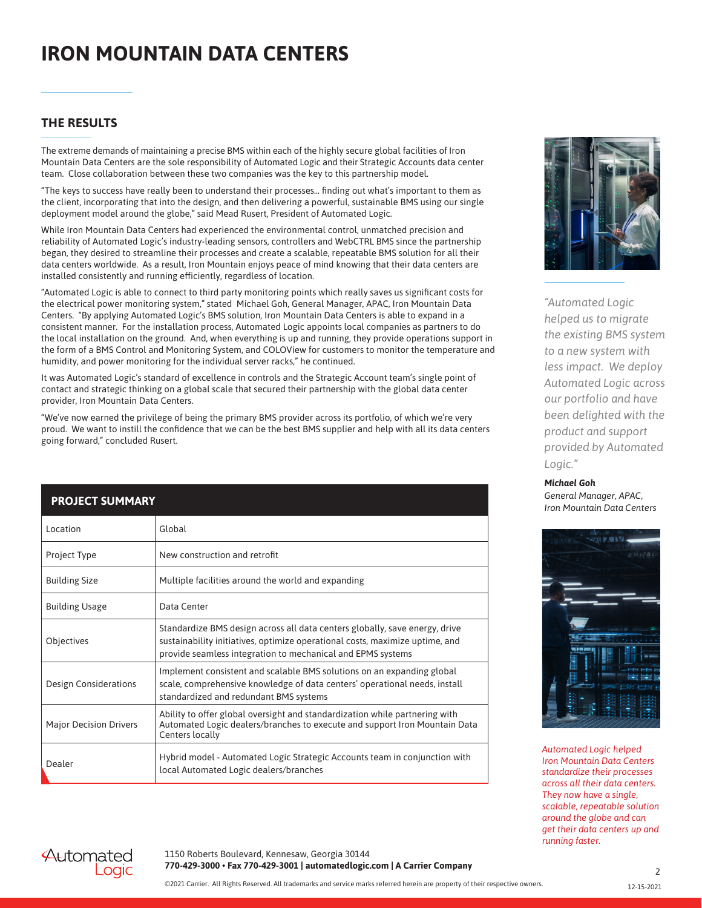# IRON MOUNTAIN DATA CENTERS

## THE RESULTS

The extreme demands of maintaining a precise BMS within each of the highly secure global facilities of Iron Mountain Data Centers are the sole responsibility of Automated Logic and their Strategic Accounts data center team. Close collaboration between these two companies was the key to this partnership model.

"The keys to success have really been to understand their processes... finding out what's important to them as the client, incorporating that into the design, and then delivering a powerful, sustainable BMS using our single deployment model around the globe," said Mead Rusert, President of Automated Logic.

While Iron Mountain Data Centers had experienced the environmental control, unmatched precision and reliability of Automated Logic's industry-leading sensors, controllers and WebCTRL BMS since the partnership began, they desired to streamline their processes and create a scalable, repeatable BMS solution for all their data centers worldwide. As a result, Iron Mountain enjoys peace of mind knowing that their data centers are installed consistently and running efficiently, regardless of location.

"Automated Logic is able to connect to third party monitoring points which really saves us significant costs for the electrical power monitoring system," stated Michael Goh, General Manager, APAC, Iron Mountain Data Centers. "By applying Automated Logic's BMS solution, Iron Mountain Data Centers is able to expand in a consistent manner. For the installation process, Automated Logic appoints local companies as partners to do the local installation on the ground. And, when everything is up and running, they provide operations support in the form of a BMS Control and Monitoring System, and COLOView for customers to monitor the temperature and humidity, and power monitoring for the individual server racks," he continued.

It was Automated Logic's standard of excellence in controls and the Strategic Account team's single point of contact and strategic thinking on a global scale that secured their partnership with the global data center provider, Iron Mountain Data Centers.

"We've now earned the privilege of being the primary BMS provider across its portfolio, of which we're very proud. We want to instill the confidence that we can be the best BMS supplier and help with all its data centers going forward," concluded Rusert.

*"Automated Logic helped us to migrate the existing BMS system to a new system with less impact. We deploy Automated Logic across our portfolio and have been delighted with the product and support provided by Automated Logic."*

***Michael Goh***
*General Manager, APAC, Iron Mountain Data Centers*

| PROJECT SUMMARY | |
|---|---|
| Location | Global |
| Project Type | New construction and retrofit |
| Building Size | Multiple facilities around the world and expanding |
| Building Usage | Data Center |
| Objectives | Standardize BMS design across all data centers globally, save energy, drive sustainability initiatives, optimize operational costs, maximize uptime, and provide seamless integration to mechanical and EPMS systems |
| Design Considerations | Implement consistent and scalable BMS solutions on an expanding global scale, comprehensive knowledge of data centers' operational needs, install standardized and redundant BMS systems |
| Major Decision Drivers | Ability to offer global oversight and standardization while partnering with Automated Logic dealers/branches to execute and support Iron Mountain Data Centers locally |
| Dealer | Hybrid model - Automated Logic Strategic Accounts team in conjunction with local Automated Logic dealers/branches |

*Automated Logic helped Iron Mountain Data Centers standardize their processes across all their data centers. They now have a single, scalable, repeatable solution around the globe and can get their data centers up and running faster.*

Automated Logic

1150 Roberts Boulevard, Kennesaw, Georgia 30144
**770-429-3000 • Fax 770-429-3001 | automatedlogic.com | A Carrier Company**

©2021 Carrier. All Rights Reserved. All trademarks and service marks referred herein are property of their respective owners.

12-15-2021